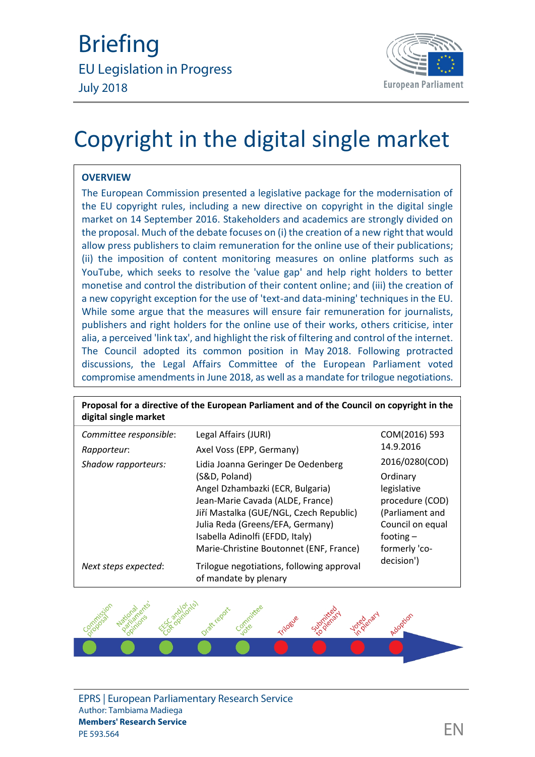# Briefing

EU Legislation in Progress

July 2018

# Copyright in the digital single market

## OVERVIEW

The European Commission presented a legislative package for the modernisation of the EU copyright rules, including a new directive on copyright in the digital single market on 14 September 2016. Stakeholders and academics are strongly divided on the proposal. Much of the debate focuses on (i) the creation of a new right that would allow press publishers to claim remuneration for the online use of their publications; (ii) the imposition of content monitoring measures on online platforms such as YouTube, which seeks to resolve the 'value gap' and help right holders to better monetise and control the distribution of their content online; and (iii) the creation of a new copyright exception for the use of 'text-and data-mining' techniques in the EU. While some argue that the measures will ensure fair remuneration for journalists, publishers and right holders for the online use of their works, others criticise, inter alia, a perceived 'link tax', and highlight the risk of filtering and control of the internet. The Council adopted its common position in May 2018. Following protracted discussions, the Legal Affairs Committee of the European Parliament voted compromise amendments in June 2018, as well as a mandate for trilogue negotiations.

**Proposal for a directive of the European Parliament and of the Council on copyright in the digital single market**

| | | |
|---|---|---|
| *Committee responsible*: | Legal Affairs (JURI) | COM(2016) 593 14.9.2016 |
| *Rapporteur*: | Axel Voss (EPP, Germany) | |
| *Shadow rapporteurs:* | Lidia Joanna Geringer De Oedenberg (S&D, Poland)<br>Angel Dzhambazki (ECR, Bulgaria)<br>Jean-Marie Cavada (ALDE, France)<br>Jiří Mastalka (GUE/NGL, Czech Republic)<br>Julia Reda (Greens/EFA, Germany)<br>Isabella Adinolfi (EFDD, Italy)<br>Marie-Christine Boutonnet (ENF, France) | 2016/0280(COD)<br>Ordinary legislative procedure (COD) (Parliament and Council on equal footing – formerly 'co-decision') |
| *Next steps expected*: | Trilogue negotiations, following approval of mandate by plenary | |

Commission proposal – National parliaments' opinions – EESC and/or CoR opinion(s) – Draft report – Committee vote – Trilogue – Submitted to plenary – Voted in plenary – Adoption

EPRS | European Parliamentary Research Service

Author: Tambiama Madiega

**Members' Research Service**

PE 593.564

EN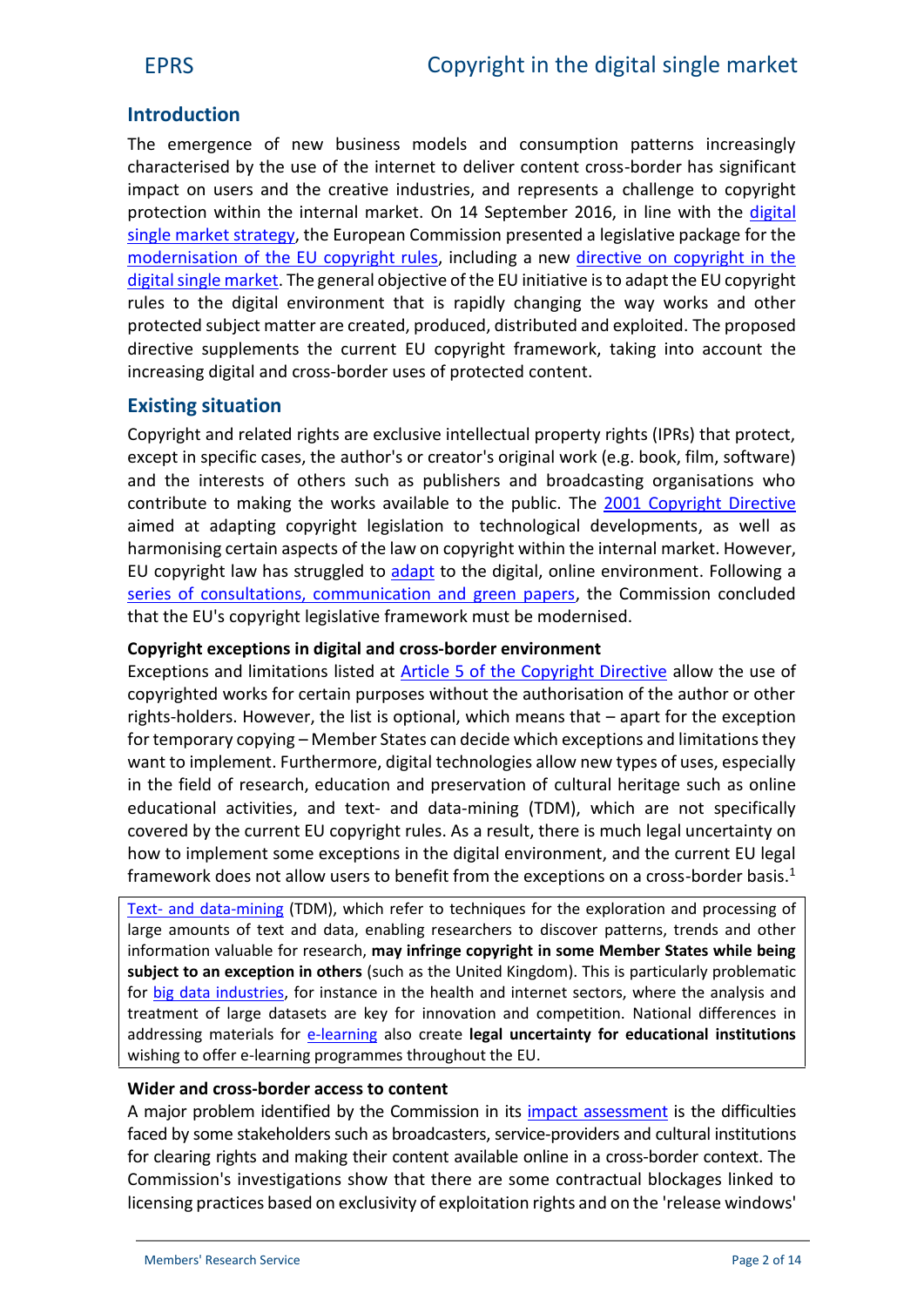## Introduction

The emergence of new business models and consumption patterns increasingly characterised by the use of the internet to deliver content cross-border has significant impact on users and the creative industries, and represents a challenge to copyright protection within the internal market. On 14 September 2016, in line with the digital single market strategy, the European Commission presented a legislative package for the modernisation of the EU copyright rules, including a new directive on copyright in the digital single market. The general objective of the EU initiative is to adapt the EU copyright rules to the digital environment that is rapidly changing the way works and other protected subject matter are created, produced, distributed and exploited. The proposed directive supplements the current EU copyright framework, taking into account the increasing digital and cross-border uses of protected content.

## Existing situation

Copyright and related rights are exclusive intellectual property rights (IPRs) that protect, except in specific cases, the author's or creator's original work (e.g. book, film, software) and the interests of others such as publishers and broadcasting organisations who contribute to making the works available to the public. The 2001 Copyright Directive aimed at adapting copyright legislation to technological developments, as well as harmonising certain aspects of the law on copyright within the internal market. However, EU copyright law has struggled to adapt to the digital, online environment. Following a series of consultations, communication and green papers, the Commission concluded that the EU's copyright legislative framework must be modernised.

### Copyright exceptions in digital and cross-border environment

Exceptions and limitations listed at Article 5 of the Copyright Directive allow the use of copyrighted works for certain purposes without the authorisation of the author or other rights-holders. However, the list is optional, which means that – apart for the exception for temporary copying – Member States can decide which exceptions and limitations they want to implement. Furthermore, digital technologies allow new types of uses, especially in the field of research, education and preservation of cultural heritage such as online educational activities, and text- and data-mining (TDM), which are not specifically covered by the current EU copyright rules. As a result, there is much legal uncertainty on how to implement some exceptions in the digital environment, and the current EU legal framework does not allow users to benefit from the exceptions on a cross-border basis.[1]

> Text- and data-mining (TDM), which refer to techniques for the exploration and processing of large amounts of text and data, enabling researchers to discover patterns, trends and other information valuable for research, **may infringe copyright in some Member States while being subject to an exception in others** (such as the United Kingdom). This is particularly problematic for big data industries, for instance in the health and internet sectors, where the analysis and treatment of large datasets are key for innovation and competition. National differences in addressing materials for e-learning also create **legal uncertainty for educational institutions** wishing to offer e-learning programmes throughout the EU.

### Wider and cross-border access to content

A major problem identified by the Commission in its impact assessment is the difficulties faced by some stakeholders such as broadcasters, service-providers and cultural institutions for clearing rights and making their content available online in a cross-border context. The Commission's investigations show that there are some contractual blockages linked to licensing practices based on exclusivity of exploitation rights and on the 'release windows'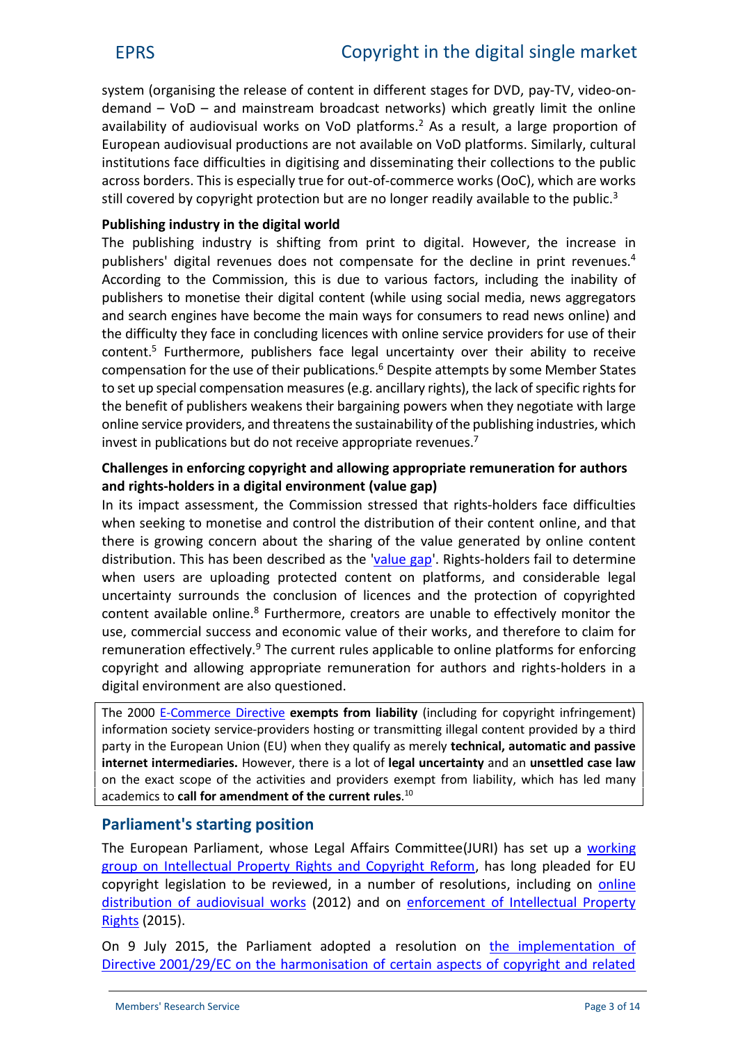system (organising the release of content in different stages for DVD, pay-TV, video-on-demand – VoD – and mainstream broadcast networks) which greatly limit the online availability of audiovisual works on VoD platforms.[2] As a result, a large proportion of European audiovisual productions are not available on VoD platforms. Similarly, cultural institutions face difficulties in digitising and disseminating their collections to the public across borders. This is especially true for out-of-commerce works (OoC), which are works still covered by copyright protection but are no longer readily available to the public.[3]

**Publishing industry in the digital world**

The publishing industry is shifting from print to digital. However, the increase in publishers' digital revenues does not compensate for the decline in print revenues.[4] According to the Commission, this is due to various factors, including the inability of publishers to monetise their digital content (while using social media, news aggregators and search engines have become the main ways for consumers to read news online) and the difficulty they face in concluding licences with online service providers for use of their content.[5] Furthermore, publishers face legal uncertainty over their ability to receive compensation for the use of their publications.[6] Despite attempts by some Member States to set up special compensation measures (e.g. ancillary rights), the lack of specific rights for the benefit of publishers weakens their bargaining powers when they negotiate with large online service providers, and threatens the sustainability of the publishing industries, which invest in publications but do not receive appropriate revenues.[7]

**Challenges in enforcing copyright and allowing appropriate remuneration for authors and rights-holders in a digital environment (value gap)**

In its impact assessment, the Commission stressed that rights-holders face difficulties when seeking to monetise and control the distribution of their content online, and that there is growing concern about the sharing of the value generated by online content distribution. This has been described as the 'value gap'. Rights-holders fail to determine when users are uploading protected content on platforms, and considerable legal uncertainty surrounds the conclusion of licences and the protection of copyrighted content available online.[8] Furthermore, creators are unable to effectively monitor the use, commercial success and economic value of their works, and therefore to claim for remuneration effectively.[9] The current rules applicable to online platforms for enforcing copyright and allowing appropriate remuneration for authors and rights-holders in a digital environment are also questioned.

> The 2000 E-Commerce Directive **exempts from liability** (including for copyright infringement) information society service-providers hosting or transmitting illegal content provided by a third party in the European Union (EU) when they qualify as merely **technical, automatic and passive internet intermediaries.** However, there is a lot of **legal uncertainty** and an **unsettled case law** on the exact scope of the activities and providers exempt from liability, which has led many academics to **call for amendment of the current rules**.[10]

## Parliament's starting position

The European Parliament, whose Legal Affairs Committee(JURI) has set up a working group on Intellectual Property Rights and Copyright Reform, has long pleaded for EU copyright legislation to be reviewed, in a number of resolutions, including on online distribution of audiovisual works (2012) and on enforcement of Intellectual Property Rights (2015).

On 9 July 2015, the Parliament adopted a resolution on the implementation of Directive 2001/29/EC on the harmonisation of certain aspects of copyright and related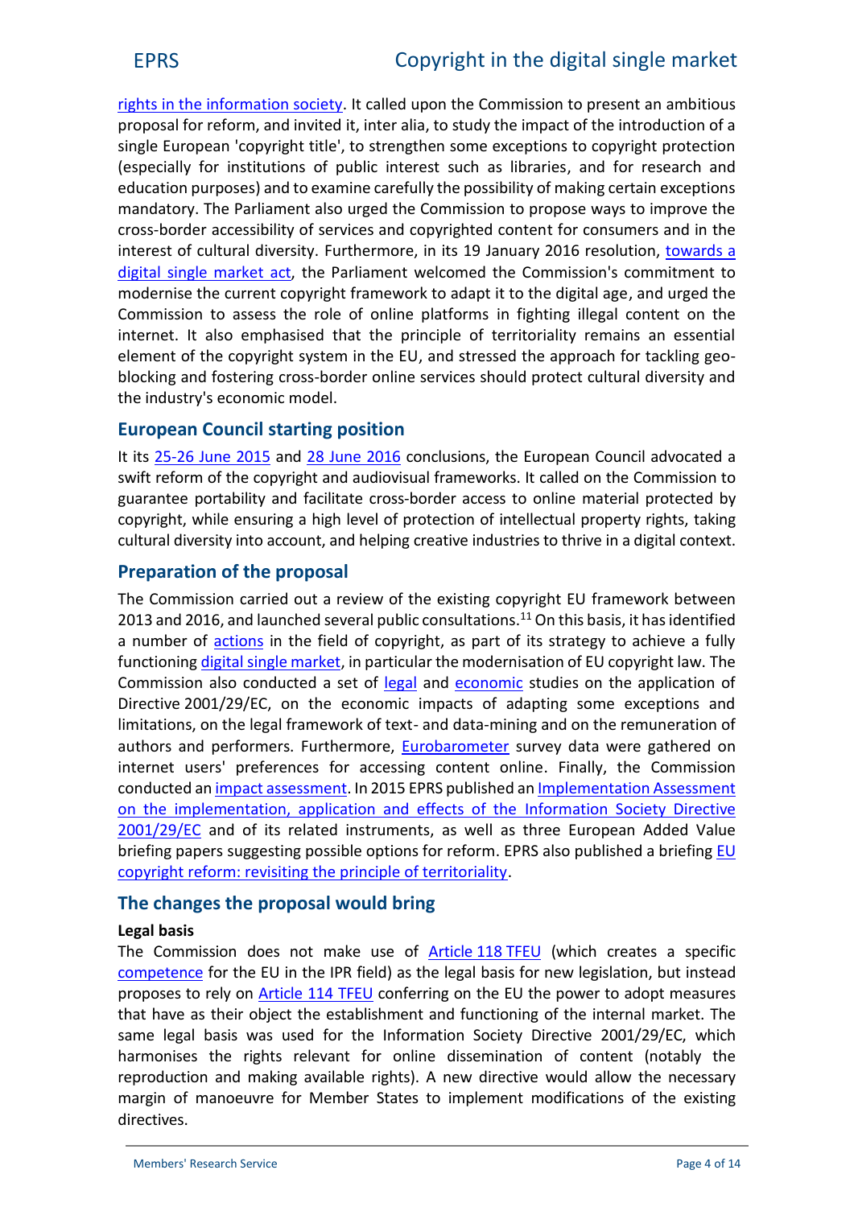rights in the information society. It called upon the Commission to present an ambitious proposal for reform, and invited it, inter alia, to study the impact of the introduction of a single European 'copyright title', to strengthen some exceptions to copyright protection (especially for institutions of public interest such as libraries, and for research and education purposes) and to examine carefully the possibility of making certain exceptions mandatory. The Parliament also urged the Commission to propose ways to improve the cross-border accessibility of services and copyrighted content for consumers and in the interest of cultural diversity. Furthermore, in its 19 January 2016 resolution, towards a digital single market act, the Parliament welcomed the Commission's commitment to modernise the current copyright framework to adapt it to the digital age, and urged the Commission to assess the role of online platforms in fighting illegal content on the internet. It also emphasised that the principle of territoriality remains an essential element of the copyright system in the EU, and stressed the approach for tackling geo-blocking and fostering cross-border online services should protect cultural diversity and the industry's economic model.

## European Council starting position

It its 25-26 June 2015 and 28 June 2016 conclusions, the European Council advocated a swift reform of the copyright and audiovisual frameworks. It called on the Commission to guarantee portability and facilitate cross-border access to online material protected by copyright, while ensuring a high level of protection of intellectual property rights, taking cultural diversity into account, and helping creative industries to thrive in a digital context.

## Preparation of the proposal

The Commission carried out a review of the existing copyright EU framework between 2013 and 2016, and launched several public consultations.[11] On this basis, it has identified a number of actions in the field of copyright, as part of its strategy to achieve a fully functioning digital single market, in particular the modernisation of EU copyright law. The Commission also conducted a set of legal and economic studies on the application of Directive 2001/29/EC, on the economic impacts of adapting some exceptions and limitations, on the legal framework of text- and data-mining and on the remuneration of authors and performers. Furthermore, Eurobarometer survey data were gathered on internet users' preferences for accessing content online. Finally, the Commission conducted an impact assessment. In 2015 EPRS published an Implementation Assessment on the implementation, application and effects of the Information Society Directive 2001/29/EC and of its related instruments, as well as three European Added Value briefing papers suggesting possible options for reform. EPRS also published a briefing EU copyright reform: revisiting the principle of territoriality.

## The changes the proposal would bring

**Legal basis**

The Commission does not make use of Article 118 TFEU (which creates a specific competence for the EU in the IPR field) as the legal basis for new legislation, but instead proposes to rely on Article 114 TFEU conferring on the EU the power to adopt measures that have as their object the establishment and functioning of the internal market. The same legal basis was used for the Information Society Directive 2001/29/EC, which harmonises the rights relevant for online dissemination of content (notably the reproduction and making available rights). A new directive would allow the necessary margin of manoeuvre for Member States to implement modifications of the existing directives.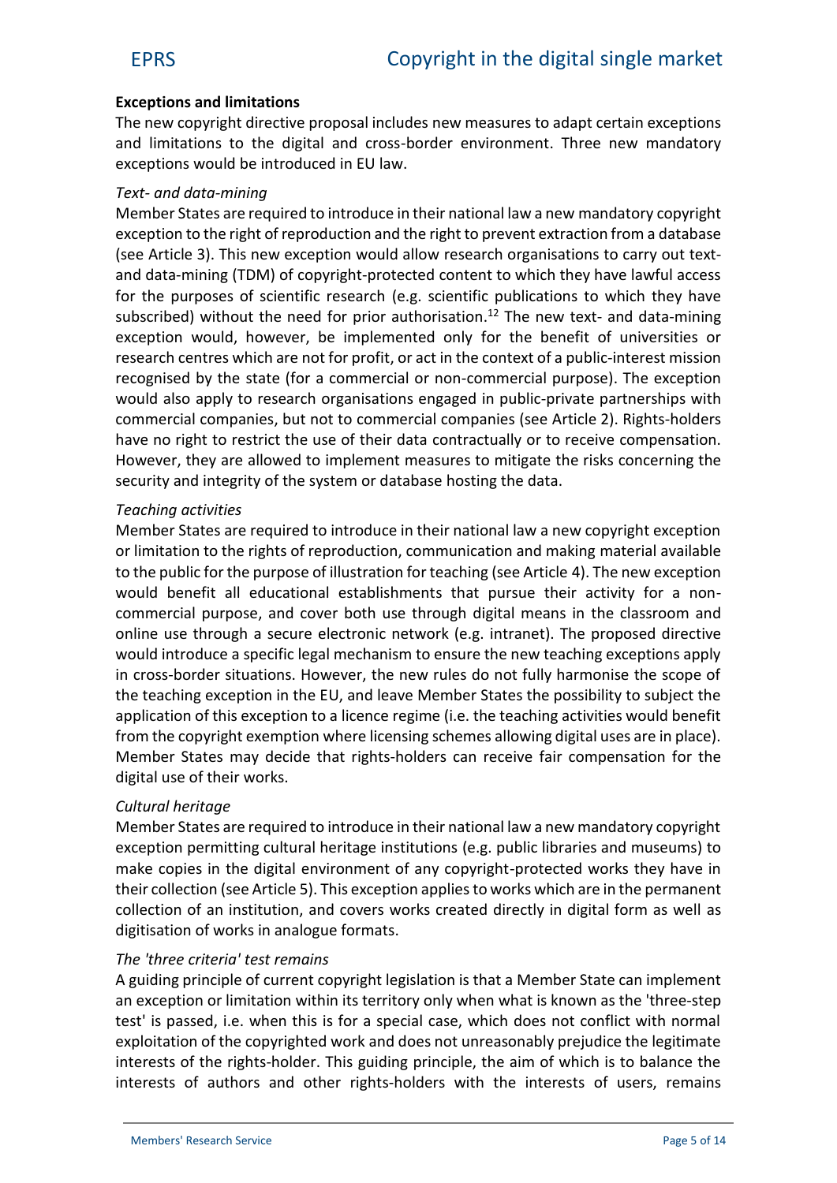**Exceptions and limitations**

The new copyright directive proposal includes new measures to adapt certain exceptions and limitations to the digital and cross-border environment. Three new mandatory exceptions would be introduced in EU law.

*Text- and data-mining*

Member States are required to introduce in their national law a new mandatory copyright exception to the right of reproduction and the right to prevent extraction from a database (see Article 3). This new exception would allow research organisations to carry out text- and data-mining (TDM) of copyright-protected content to which they have lawful access for the purposes of scientific research (e.g. scientific publications to which they have subscribed) without the need for prior authorisation.[12] The new text- and data-mining exception would, however, be implemented only for the benefit of universities or research centres which are not for profit, or act in the context of a public-interest mission recognised by the state (for a commercial or non-commercial purpose). The exception would also apply to research organisations engaged in public-private partnerships with commercial companies, but not to commercial companies (see Article 2). Rights-holders have no right to restrict the use of their data contractually or to receive compensation. However, they are allowed to implement measures to mitigate the risks concerning the security and integrity of the system or database hosting the data.

*Teaching activities*

Member States are required to introduce in their national law a new copyright exception or limitation to the rights of reproduction, communication and making material available to the public for the purpose of illustration for teaching (see Article 4). The new exception would benefit all educational establishments that pursue their activity for a non-commercial purpose, and cover both use through digital means in the classroom and online use through a secure electronic network (e.g. intranet). The proposed directive would introduce a specific legal mechanism to ensure the new teaching exceptions apply in cross-border situations. However, the new rules do not fully harmonise the scope of the teaching exception in the EU, and leave Member States the possibility to subject the application of this exception to a licence regime (i.e. the teaching activities would benefit from the copyright exemption where licensing schemes allowing digital uses are in place). Member States may decide that rights-holders can receive fair compensation for the digital use of their works.

*Cultural heritage*

Member States are required to introduce in their national law a new mandatory copyright exception permitting cultural heritage institutions (e.g. public libraries and museums) to make copies in the digital environment of any copyright-protected works they have in their collection (see Article 5). This exception applies to works which are in the permanent collection of an institution, and covers works created directly in digital form as well as digitisation of works in analogue formats.

*The 'three criteria' test remains*

A guiding principle of current copyright legislation is that a Member State can implement an exception or limitation within its territory only when what is known as the 'three-step test' is passed, i.e. when this is for a special case, which does not conflict with normal exploitation of the copyrighted work and does not unreasonably prejudice the legitimate interests of the rights-holder. This guiding principle, the aim of which is to balance the interests of authors and other rights-holders with the interests of users, remains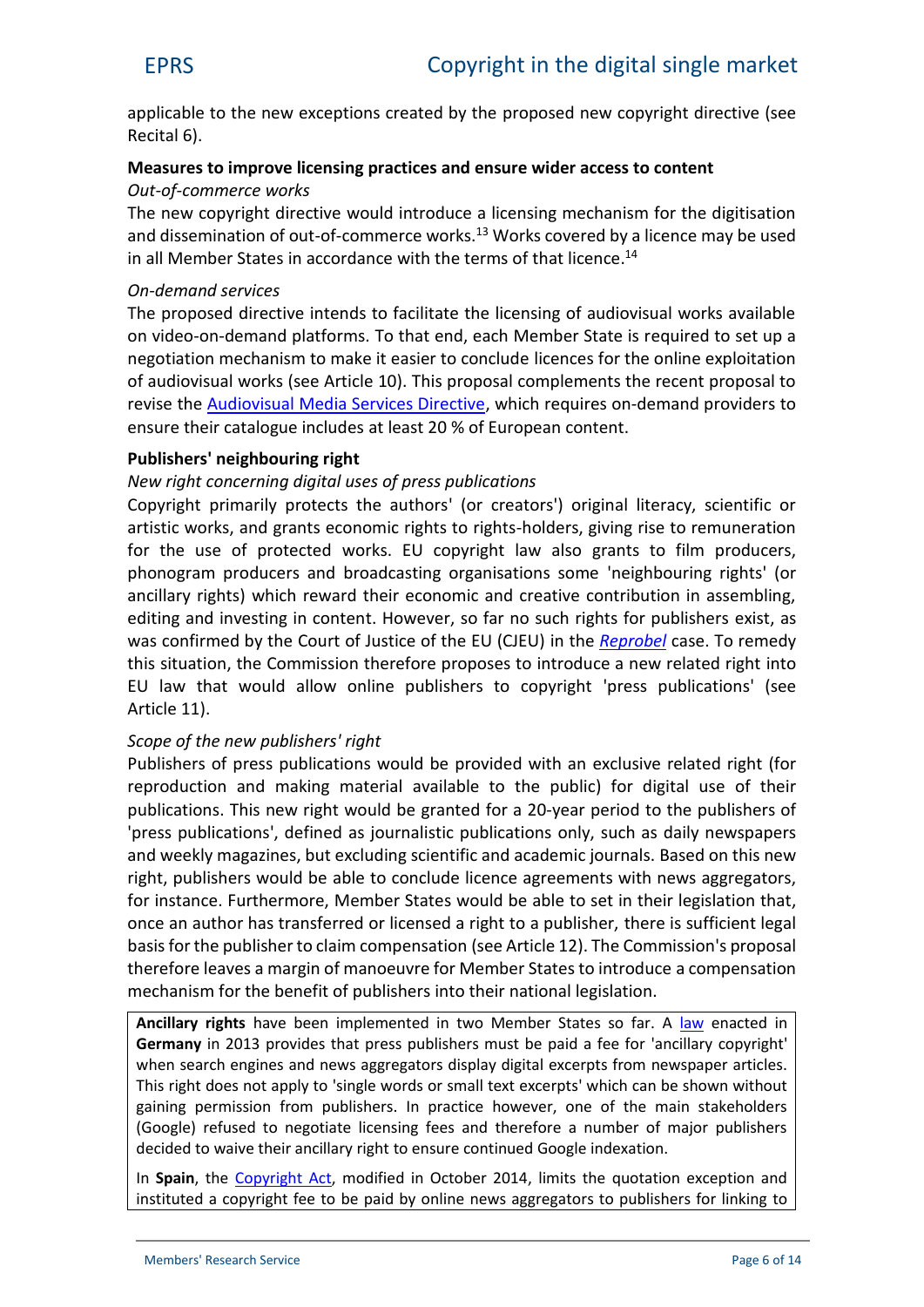applicable to the new exceptions created by the proposed new copyright directive (see Recital 6).

### Measures to improve licensing practices and ensure wider access to content

*Out-of-commerce works*

The new copyright directive would introduce a licensing mechanism for the digitisation and dissemination of out-of-commerce works.[13] Works covered by a licence may be used in all Member States in accordance with the terms of that licence.[14]

*On-demand services*

The proposed directive intends to facilitate the licensing of audiovisual works available on video-on-demand platforms. To that end, each Member State is required to set up a negotiation mechanism to make it easier to conclude licences for the online exploitation of audiovisual works (see Article 10). This proposal complements the recent proposal to revise the Audiovisual Media Services Directive, which requires on-demand providers to ensure their catalogue includes at least 20 % of European content.

### Publishers' neighbouring right

*New right concerning digital uses of press publications*

Copyright primarily protects the authors' (or creators') original literacy, scientific or artistic works, and grants economic rights to rights-holders, giving rise to remuneration for the use of protected works. EU copyright law also grants to film producers, phonogram producers and broadcasting organisations some 'neighbouring rights' (or ancillary rights) which reward their economic and creative contribution in assembling, editing and investing in content. However, so far no such rights for publishers exist, as was confirmed by the Court of Justice of the EU (CJEU) in the *Reprobel* case. To remedy this situation, the Commission therefore proposes to introduce a new related right into EU law that would allow online publishers to copyright 'press publications' (see Article 11).

*Scope of the new publishers' right*

Publishers of press publications would be provided with an exclusive related right (for reproduction and making material available to the public) for digital use of their publications. This new right would be granted for a 20-year period to the publishers of 'press publications', defined as journalistic publications only, such as daily newspapers and weekly magazines, but excluding scientific and academic journals. Based on this new right, publishers would be able to conclude licence agreements with news aggregators, for instance. Furthermore, Member States would be able to set in their legislation that, once an author has transferred or licensed a right to a publisher, there is sufficient legal basis for the publisher to claim compensation (see Article 12). The Commission's proposal therefore leaves a margin of manoeuvre for Member States to introduce a compensation mechanism for the benefit of publishers into their national legislation.

**Ancillary rights** have been implemented in two Member States so far. A law enacted in **Germany** in 2013 provides that press publishers must be paid a fee for 'ancillary copyright' when search engines and news aggregators display digital excerpts from newspaper articles. This right does not apply to 'single words or small text excerpts' which can be shown without gaining permission from publishers. In practice however, one of the main stakeholders (Google) refused to negotiate licensing fees and therefore a number of major publishers decided to waive their ancillary right to ensure continued Google indexation.

In **Spain**, the Copyright Act, modified in October 2014, limits the quotation exception and instituted a copyright fee to be paid by online news aggregators to publishers for linking to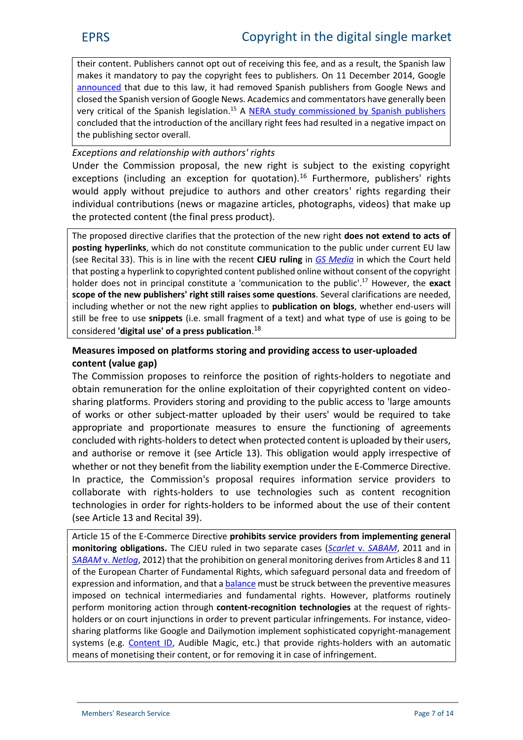their content. Publishers cannot opt out of receiving this fee, and as a result, the Spanish law makes it mandatory to pay the copyright fees to publishers. On 11 December 2014, Google announced that due to this law, it had removed Spanish publishers from Google News and closed the Spanish version of Google News. Academics and commentators have generally been very critical of the Spanish legislation.[15] A NERA study commissioned by Spanish publishers concluded that the introduction of the ancillary right fees had resulted in a negative impact on the publishing sector overall.

*Exceptions and relationship with authors' rights*

Under the Commission proposal, the new right is subject to the existing copyright exceptions (including an exception for quotation).[16] Furthermore, publishers' rights would apply without prejudice to authors and other creators' rights regarding their individual contributions (news or magazine articles, photographs, videos) that make up the protected content (the final press product).

The proposed directive clarifies that the protection of the new right **does not extend to acts of posting hyperlinks**, which do not constitute communication to the public under current EU law (see Recital 33). This is in line with the recent **CJEU ruling** in *GS Media* in which the Court held that posting a hyperlink to copyrighted content published online without consent of the copyright holder does not in principal constitute a 'communication to the public'.[17] However, the **exact scope of the new publishers' right still raises some questions**. Several clarifications are needed, including whether or not the new right applies to **publication on blogs**, whether end-users will still be free to use **snippets** (i.e. small fragment of a text) and what type of use is going to be considered **'digital use' of a press publication**.[18]

### Measures imposed on platforms storing and providing access to user-uploaded content (value gap)

The Commission proposes to reinforce the position of rights-holders to negotiate and obtain remuneration for the online exploitation of their copyrighted content on video-sharing platforms. Providers storing and providing to the public access to 'large amounts of works or other subject-matter uploaded by their users' would be required to take appropriate and proportionate measures to ensure the functioning of agreements concluded with rights-holders to detect when protected content is uploaded by their users, and authorise or remove it (see Article 13). This obligation would apply irrespective of whether or not they benefit from the liability exemption under the E-Commerce Directive. In practice, the Commission's proposal requires information service providers to collaborate with rights-holders to use technologies such as content recognition technologies in order for rights-holders to be informed about the use of their content (see Article 13 and Recital 39).

Article 15 of the E-Commerce Directive **prohibits service providers from implementing general monitoring obligations.** The CJEU ruled in two separate cases (*Scarlet* v. *SABAM*, 2011 and in *SABAM* v. *Netlog*, 2012) that the prohibition on general monitoring derives from Articles 8 and 11 of the European Charter of Fundamental Rights, which safeguard personal data and freedom of expression and information, and that a balance must be struck between the preventive measures imposed on technical intermediaries and fundamental rights. However, platforms routinely perform monitoring action through **content-recognition technologies** at the request of rights-holders or on court injunctions in order to prevent particular infringements. For instance, video-sharing platforms like Google and Dailymotion implement sophisticated copyright-management systems (e.g. Content ID, Audible Magic, etc.) that provide rights-holders with an automatic means of monetising their content, or for removing it in case of infringement.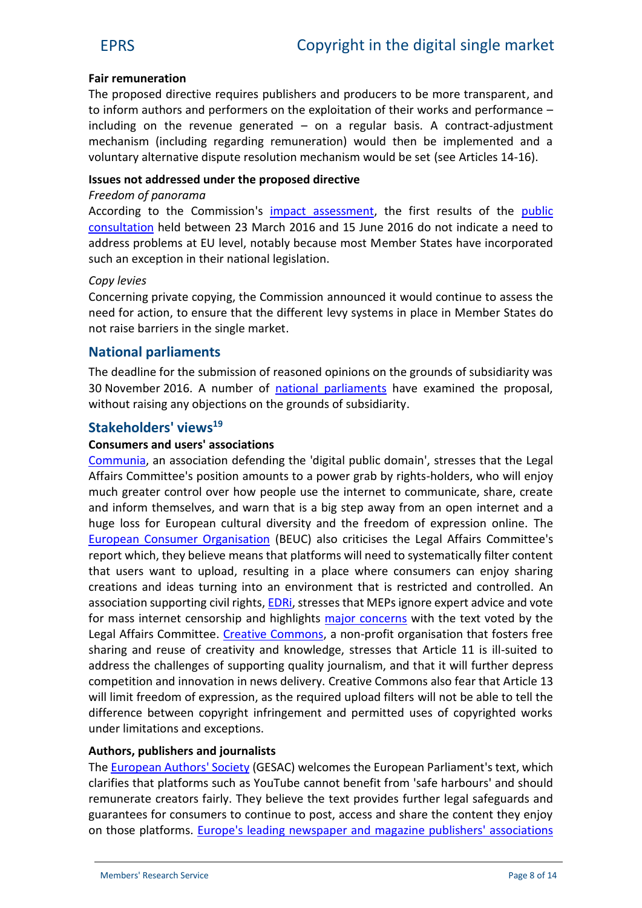**Fair remuneration**

The proposed directive requires publishers and producers to be more transparent, and to inform authors and performers on the exploitation of their works and performance – including on the revenue generated – on a regular basis. A contract-adjustment mechanism (including regarding remuneration) would then be implemented and a voluntary alternative dispute resolution mechanism would be set (see Articles 14-16).

**Issues not addressed under the proposed directive**

*Freedom of panorama*

According to the Commission's impact assessment, the first results of the public consultation held between 23 March 2016 and 15 June 2016 do not indicate a need to address problems at EU level, notably because most Member States have incorporated such an exception in their national legislation.

*Copy levies*

Concerning private copying, the Commission announced it would continue to assess the need for action, to ensure that the different levy systems in place in Member States do not raise barriers in the single market.

## National parliaments

The deadline for the submission of reasoned opinions on the grounds of subsidiarity was 30 November 2016. A number of national parliaments have examined the proposal, without raising any objections on the grounds of subsidiarity.

## Stakeholders' views[19]

**Consumers and users' associations**

Communia, an association defending the 'digital public domain', stresses that the Legal Affairs Committee's position amounts to a power grab by rights-holders, who will enjoy much greater control over how people use the internet to communicate, share, create and inform themselves, and warn that is a big step away from an open internet and a huge loss for European cultural diversity and the freedom of expression online. The European Consumer Organisation (BEUC) also criticises the Legal Affairs Committee's report which, they believe means that platforms will need to systematically filter content that users want to upload, resulting in a place where consumers can enjoy sharing creations and ideas turning into an environment that is restricted and controlled. An association supporting civil rights, EDRi, stresses that MEPs ignore expert advice and vote for mass internet censorship and highlights major concerns with the text voted by the Legal Affairs Committee. Creative Commons, a non-profit organisation that fosters free sharing and reuse of creativity and knowledge, stresses that Article 11 is ill-suited to address the challenges of supporting quality journalism, and that it will further depress competition and innovation in news delivery. Creative Commons also fear that Article 13 will limit freedom of expression, as the required upload filters will not be able to tell the difference between copyright infringement and permitted uses of copyrighted works under limitations and exceptions.

**Authors, publishers and journalists**

The European Authors' Society (GESAC) welcomes the European Parliament's text, which clarifies that platforms such as YouTube cannot benefit from 'safe harbours' and should remunerate creators fairly. They believe the text provides further legal safeguards and guarantees for consumers to continue to post, access and share the content they enjoy on those platforms. Europe's leading newspaper and magazine publishers' associations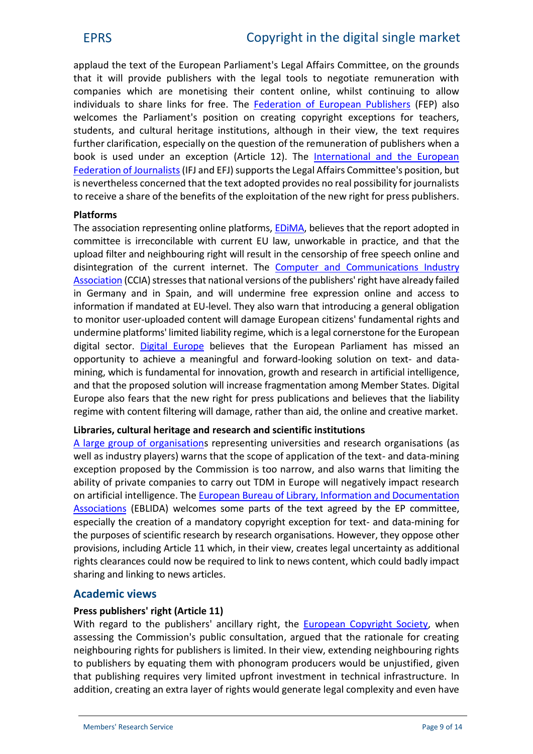applaud the text of the European Parliament's Legal Affairs Committee, on the grounds that it will provide publishers with the legal tools to negotiate remuneration with companies which are monetising their content online, whilst continuing to allow individuals to share links for free. The Federation of European Publishers (FEP) also welcomes the Parliament's position on creating copyright exceptions for teachers, students, and cultural heritage institutions, although in their view, the text requires further clarification, especially on the question of the remuneration of publishers when a book is used under an exception (Article 12). The International and the European Federation of Journalists (IFJ and EFJ) supports the Legal Affairs Committee's position, but is nevertheless concerned that the text adopted provides no real possibility for journalists to receive a share of the benefits of the exploitation of the new right for press publishers.

**Platforms**

The association representing online platforms, EDiMA, believes that the report adopted in committee is irreconcilable with current EU law, unworkable in practice, and that the upload filter and neighbouring right will result in the censorship of free speech online and disintegration of the current internet. The Computer and Communications Industry Association (CCIA) stresses that national versions of the publishers' right have already failed in Germany and in Spain, and will undermine free expression online and access to information if mandated at EU-level. They also warn that introducing a general obligation to monitor user-uploaded content will damage European citizens' fundamental rights and undermine platforms' limited liability regime, which is a legal cornerstone for the European digital sector. Digital Europe believes that the European Parliament has missed an opportunity to achieve a meaningful and forward-looking solution on text- and data-mining, which is fundamental for innovation, growth and research in artificial intelligence, and that the proposed solution will increase fragmentation among Member States. Digital Europe also fears that the new right for press publications and believes that the liability regime with content filtering will damage, rather than aid, the online and creative market.

**Libraries, cultural heritage and research and scientific institutions**

A large group of organisations representing universities and research organisations (as well as industry players) warns that the scope of application of the text- and data-mining exception proposed by the Commission is too narrow, and also warns that limiting the ability of private companies to carry out TDM in Europe will negatively impact research on artificial intelligence. The European Bureau of Library, Information and Documentation Associations (EBLIDA) welcomes some parts of the text agreed by the EP committee, especially the creation of a mandatory copyright exception for text- and data-mining for the purposes of scientific research by research organisations. However, they oppose other provisions, including Article 11 which, in their view, creates legal uncertainty as additional rights clearances could now be required to link to news content, which could badly impact sharing and linking to news articles.

## Academic views

**Press publishers' right (Article 11)**

With regard to the publishers' ancillary right, the European Copyright Society, when assessing the Commission's public consultation, argued that the rationale for creating neighbouring rights for publishers is limited. In their view, extending neighbouring rights to publishers by equating them with phonogram producers would be unjustified, given that publishing requires very limited upfront investment in technical infrastructure. In addition, creating an extra layer of rights would generate legal complexity and even have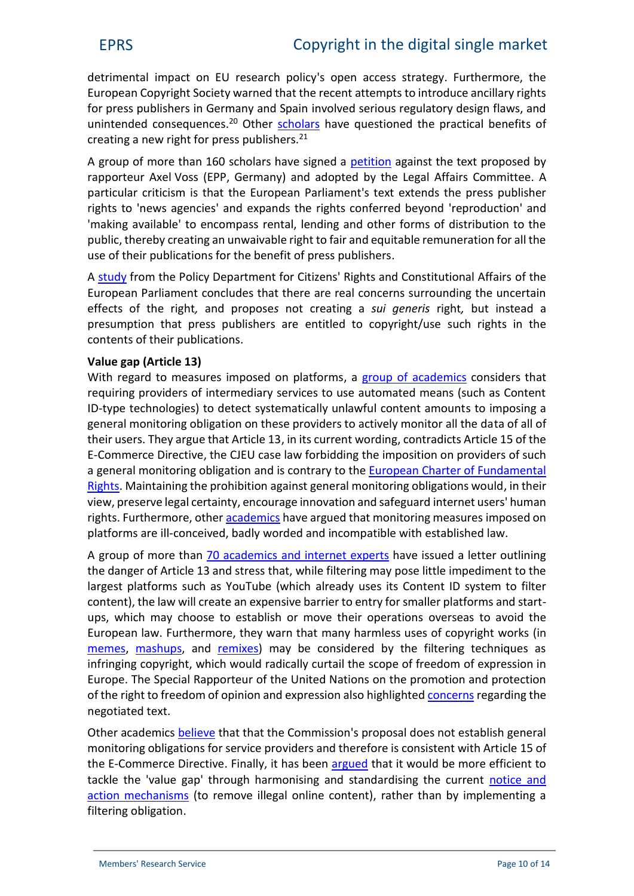detrimental impact on EU research policy's open access strategy. Furthermore, the European Copyright Society warned that the recent attempts to introduce ancillary rights for press publishers in Germany and Spain involved serious regulatory design flaws, and unintended consequences.[20] Other scholars have questioned the practical benefits of creating a new right for press publishers.[21]

A group of more than 160 scholars have signed a petition against the text proposed by rapporteur Axel Voss (EPP, Germany) and adopted by the Legal Affairs Committee. A particular criticism is that the European Parliament's text extends the press publisher rights to 'news agencies' and expands the rights conferred beyond 'reproduction' and 'making available' to encompass rental, lending and other forms of distribution to the public, thereby creating an unwaivable right to fair and equitable remuneration for all the use of their publications for the benefit of press publishers.

A study from the Policy Department for Citizens' Rights and Constitutional Affairs of the European Parliament concludes that there are real concerns surrounding the uncertain effects of the right*,* and propose*s* not creating a *sui generis* right*,* but instead a presumption that press publishers are entitled to copyright/use such rights in the contents of their publications.

**Value gap (Article 13)**

With regard to measures imposed on platforms, a group of academics considers that requiring providers of intermediary services to use automated means (such as Content ID-type technologies) to detect systematically unlawful content amounts to imposing a general monitoring obligation on these providers to actively monitor all the data of all of their users. They argue that Article 13, in its current wording, contradicts Article 15 of the E-Commerce Directive, the CJEU case law forbidding the imposition on providers of such a general monitoring obligation and is contrary to the European Charter of Fundamental Rights. Maintaining the prohibition against general monitoring obligations would, in their view, preserve legal certainty, encourage innovation and safeguard internet users' human rights. Furthermore, other academics have argued that monitoring measures imposed on platforms are ill-conceived, badly worded and incompatible with established law.

A group of more than 70 academics and internet experts have issued a letter outlining the danger of Article 13 and stress that, while filtering may pose little impediment to the largest platforms such as YouTube (which already uses its Content ID system to filter content), the law will create an expensive barrier to entry for smaller platforms and start-ups, which may choose to establish or move their operations overseas to avoid the European law. Furthermore, they warn that many harmless uses of copyright works (in memes, mashups, and remixes) may be considered by the filtering techniques as infringing copyright, which would radically curtail the scope of freedom of expression in Europe. The Special Rapporteur of the United Nations on the promotion and protection of the right to freedom of opinion and expression also highlighted concerns regarding the negotiated text.

Other academics believe that that the Commission's proposal does not establish general monitoring obligations for service providers and therefore is consistent with Article 15 of the E-Commerce Directive. Finally, it has been argued that it would be more efficient to tackle the 'value gap' through harmonising and standardising the current notice and action mechanisms (to remove illegal online content), rather than by implementing a filtering obligation.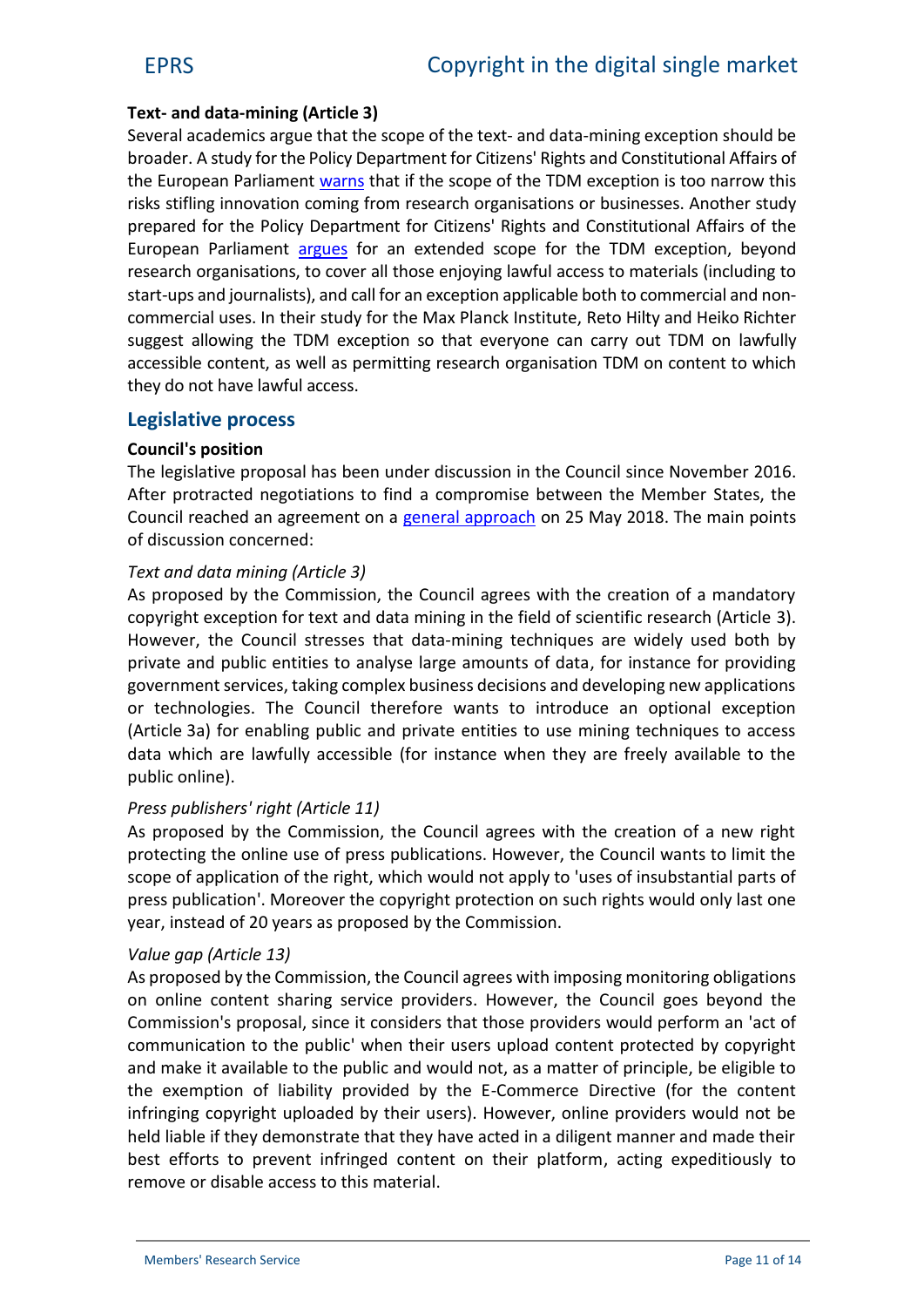**Text- and data-mining (Article 3)**

Several academics argue that the scope of the text- and data-mining exception should be broader. A study for the Policy Department for Citizens' Rights and Constitutional Affairs of the European Parliament warns that if the scope of the TDM exception is too narrow this risks stifling innovation coming from research organisations or businesses. Another study prepared for the Policy Department for Citizens' Rights and Constitutional Affairs of the European Parliament argues for an extended scope for the TDM exception, beyond research organisations, to cover all those enjoying lawful access to materials (including to start-ups and journalists), and call for an exception applicable both to commercial and non-commercial uses. In their study for the Max Planck Institute, Reto Hilty and Heiko Richter suggest allowing the TDM exception so that everyone can carry out TDM on lawfully accessible content, as well as permitting research organisation TDM on content to which they do not have lawful access.

## Legislative process

**Council's position**

The legislative proposal has been under discussion in the Council since November 2016. After protracted negotiations to find a compromise between the Member States, the Council reached an agreement on a general approach on 25 May 2018. The main points of discussion concerned:

*Text and data mining (Article 3)*

As proposed by the Commission, the Council agrees with the creation of a mandatory copyright exception for text and data mining in the field of scientific research (Article 3). However, the Council stresses that data-mining techniques are widely used both by private and public entities to analyse large amounts of data, for instance for providing government services, taking complex business decisions and developing new applications or technologies. The Council therefore wants to introduce an optional exception (Article 3a) for enabling public and private entities to use mining techniques to access data which are lawfully accessible (for instance when they are freely available to the public online).

*Press publishers' right (Article 11)*

As proposed by the Commission, the Council agrees with the creation of a new right protecting the online use of press publications. However, the Council wants to limit the scope of application of the right, which would not apply to 'uses of insubstantial parts of press publication'. Moreover the copyright protection on such rights would only last one year, instead of 20 years as proposed by the Commission.

*Value gap (Article 13)*

As proposed by the Commission, the Council agrees with imposing monitoring obligations on online content sharing service providers. However, the Council goes beyond the Commission's proposal, since it considers that those providers would perform an 'act of communication to the public' when their users upload content protected by copyright and make it available to the public and would not, as a matter of principle, be eligible to the exemption of liability provided by the E-Commerce Directive (for the content infringing copyright uploaded by their users). However, online providers would not be held liable if they demonstrate that they have acted in a diligent manner and made their best efforts to prevent infringed content on their platform, acting expeditiously to remove or disable access to this material.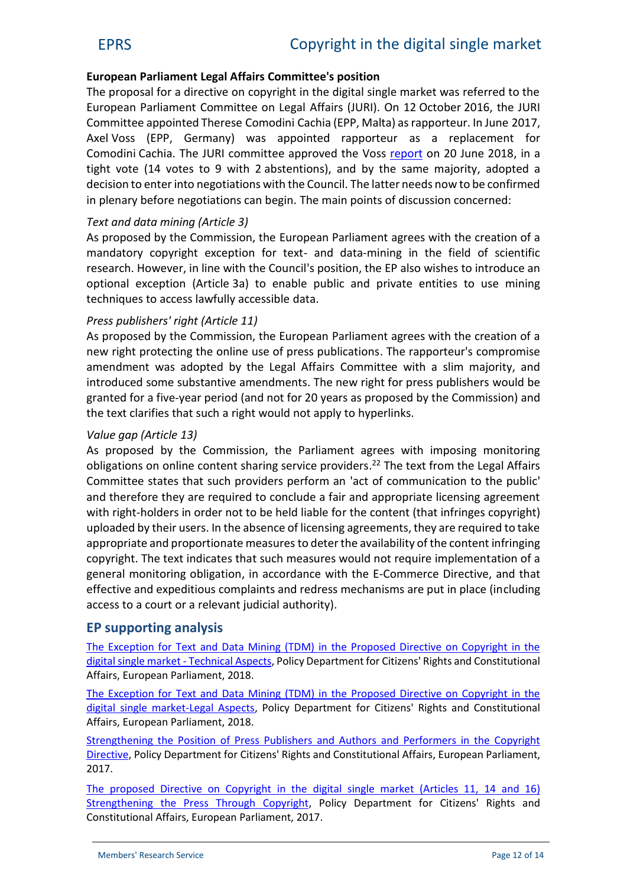**European Parliament Legal Affairs Committee's position**

The proposal for a directive on copyright in the digital single market was referred to the European Parliament Committee on Legal Affairs (JURI). On 12 October 2016, the JURI Committee appointed Therese Comodini Cachia (EPP, Malta) as rapporteur. In June 2017, Axel Voss (EPP, Germany) was appointed rapporteur as a replacement for Comodini Cachia. The JURI committee approved the Voss report on 20 June 2018, in a tight vote (14 votes to 9 with 2 abstentions), and by the same majority, adopted a decision to enter into negotiations with the Council. The latter needs now to be confirmed in plenary before negotiations can begin. The main points of discussion concerned:

*Text and data mining (Article 3)*

As proposed by the Commission, the European Parliament agrees with the creation of a mandatory copyright exception for text- and data-mining in the field of scientific research. However, in line with the Council's position, the EP also wishes to introduce an optional exception (Article 3a) to enable public and private entities to use mining techniques to access lawfully accessible data.

*Press publishers' right (Article 11)*

As proposed by the Commission, the European Parliament agrees with the creation of a new right protecting the online use of press publications. The rapporteur's compromise amendment was adopted by the Legal Affairs Committee with a slim majority, and introduced some substantive amendments. The new right for press publishers would be granted for a five-year period (and not for 20 years as proposed by the Commission) and the text clarifies that such a right would not apply to hyperlinks.

*Value gap (Article 13)*

As proposed by the Commission, the Parliament agrees with imposing monitoring obligations on online content sharing service providers.[22] The text from the Legal Affairs Committee states that such providers perform an 'act of communication to the public' and therefore they are required to conclude a fair and appropriate licensing agreement with right-holders in order not to be held liable for the content (that infringes copyright) uploaded by their users. In the absence of licensing agreements, they are required to take appropriate and proportionate measures to deter the availability of the content infringing copyright. The text indicates that such measures would not require implementation of a general monitoring obligation, in accordance with the E-Commerce Directive, and that effective and expeditious complaints and redress mechanisms are put in place (including access to a court or a relevant judicial authority).

## EP supporting analysis

The Exception for Text and Data Mining (TDM) in the Proposed Directive on Copyright in the digital single market - Technical Aspects, Policy Department for Citizens' Rights and Constitutional Affairs, European Parliament, 2018.

The Exception for Text and Data Mining (TDM) in the Proposed Directive on Copyright in the digital single market-Legal Aspects, Policy Department for Citizens' Rights and Constitutional Affairs, European Parliament, 2018.

Strengthening the Position of Press Publishers and Authors and Performers in the Copyright Directive, Policy Department for Citizens' Rights and Constitutional Affairs, European Parliament, 2017.

The proposed Directive on Copyright in the digital single market (Articles 11, 14 and 16) Strengthening the Press Through Copyright, Policy Department for Citizens' Rights and Constitutional Affairs, European Parliament, 2017.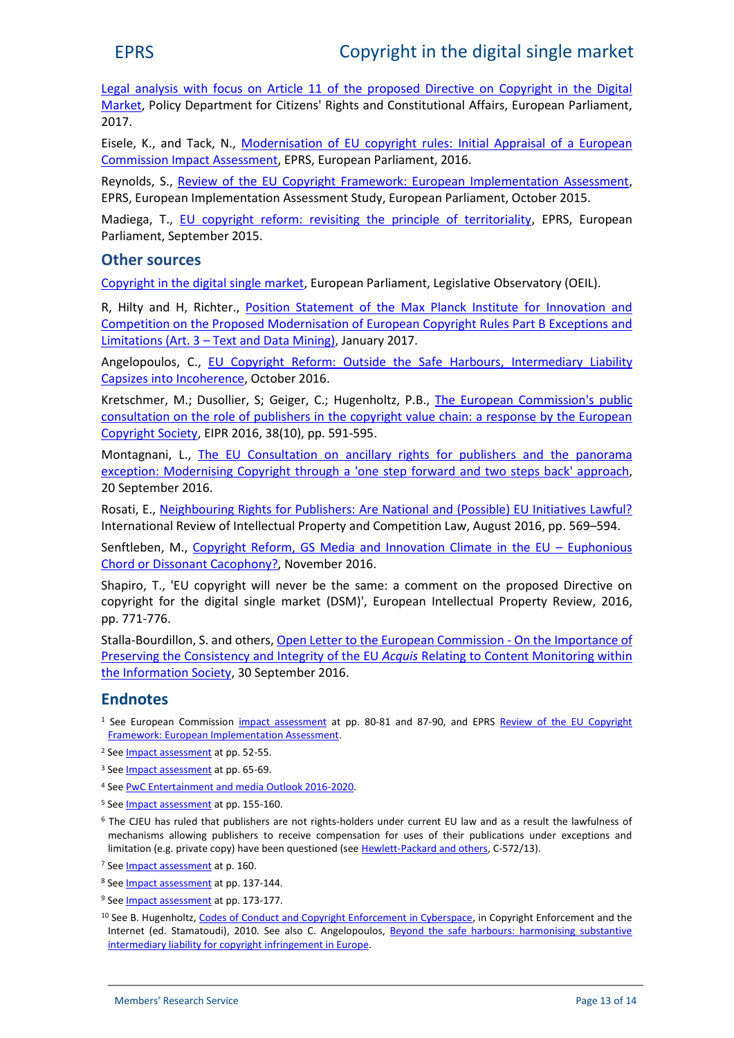Legal analysis with focus on Article 11 of the proposed Directive on Copyright in the Digital Market, Policy Department for Citizens' Rights and Constitutional Affairs, European Parliament, 2017.

Eisele, K., and Tack, N., Modernisation of EU copyright rules: Initial Appraisal of a European Commission Impact Assessment, EPRS, European Parliament, 2016.

Reynolds, S., Review of the EU Copyright Framework: European Implementation Assessment, EPRS, European Implementation Assessment Study, European Parliament, October 2015.

Madiega, T., EU copyright reform: revisiting the principle of territoriality, EPRS, European Parliament, September 2015.

## Other sources

Copyright in the digital single market, European Parliament, Legislative Observatory (OEIL).

R, Hilty and H, Richter., Position Statement of the Max Planck Institute for Innovation and Competition on the Proposed Modernisation of European Copyright Rules Part B Exceptions and Limitations (Art. 3 – Text and Data Mining), January 2017.

Angelopoulos, C., EU Copyright Reform: Outside the Safe Harbours, Intermediary Liability Capsizes into Incoherence, October 2016.

Kretschmer, M.; Dusollier, S; Geiger, C.; Hugenholtz, P.B., The European Commission's public consultation on the role of publishers in the copyright value chain: a response by the European Copyright Society, EIPR 2016, 38(10), pp. 591-595.

Montagnani, L., The EU Consultation on ancillary rights for publishers and the panorama exception: Modernising Copyright through a 'one step forward and two steps back' approach, 20 September 2016.

Rosati, E., Neighbouring Rights for Publishers: Are National and (Possible) EU Initiatives Lawful? International Review of Intellectual Property and Competition Law, August 2016, pp. 569–594.

Senftleben, M., Copyright Reform, GS Media and Innovation Climate in the EU – Euphonious Chord or Dissonant Cacophony?, November 2016.

Shapiro, T., 'EU copyright will never be the same: a comment on the proposed Directive on copyright for the digital single market (DSM)', European Intellectual Property Review, 2016, pp. 771-776.

Stalla-Bourdillon, S. and others, Open Letter to the European Commission - On the Importance of Preserving the Consistency and Integrity of the EU *Acquis* Relating to Content Monitoring within the Information Society, 30 September 2016.

## Endnotes

[1] See European Commission impact assessment at pp. 80-81 and 87-90, and EPRS Review of the EU Copyright Framework: European Implementation Assessment.

[2] See Impact assessment at pp. 52-55.

[3] See Impact assessment at pp. 65-69.

[4] See PwC Entertainment and media Outlook 2016-2020.

[5] See Impact assessment at pp. 155-160.

[6] The CJEU has ruled that publishers are not rights-holders under current EU law and as a result the lawfulness of mechanisms allowing publishers to receive compensation for uses of their publications under exceptions and limitation (e.g. private copy) have been questioned (see Hewlett-Packard and others, C-572/13).

[7] See Impact assessment at p. 160.

[8] See Impact assessment at pp. 137-144.

[9] See Impact assessment at pp. 173-177.

[10] See B. Hugenholtz, Codes of Conduct and Copyright Enforcement in Cyberspace, in Copyright Enforcement and the Internet (ed. Stamatoudi), 2010. See also C. Angelopoulos, Beyond the safe harbours: harmonising substantive intermediary liability for copyright infringement in Europe.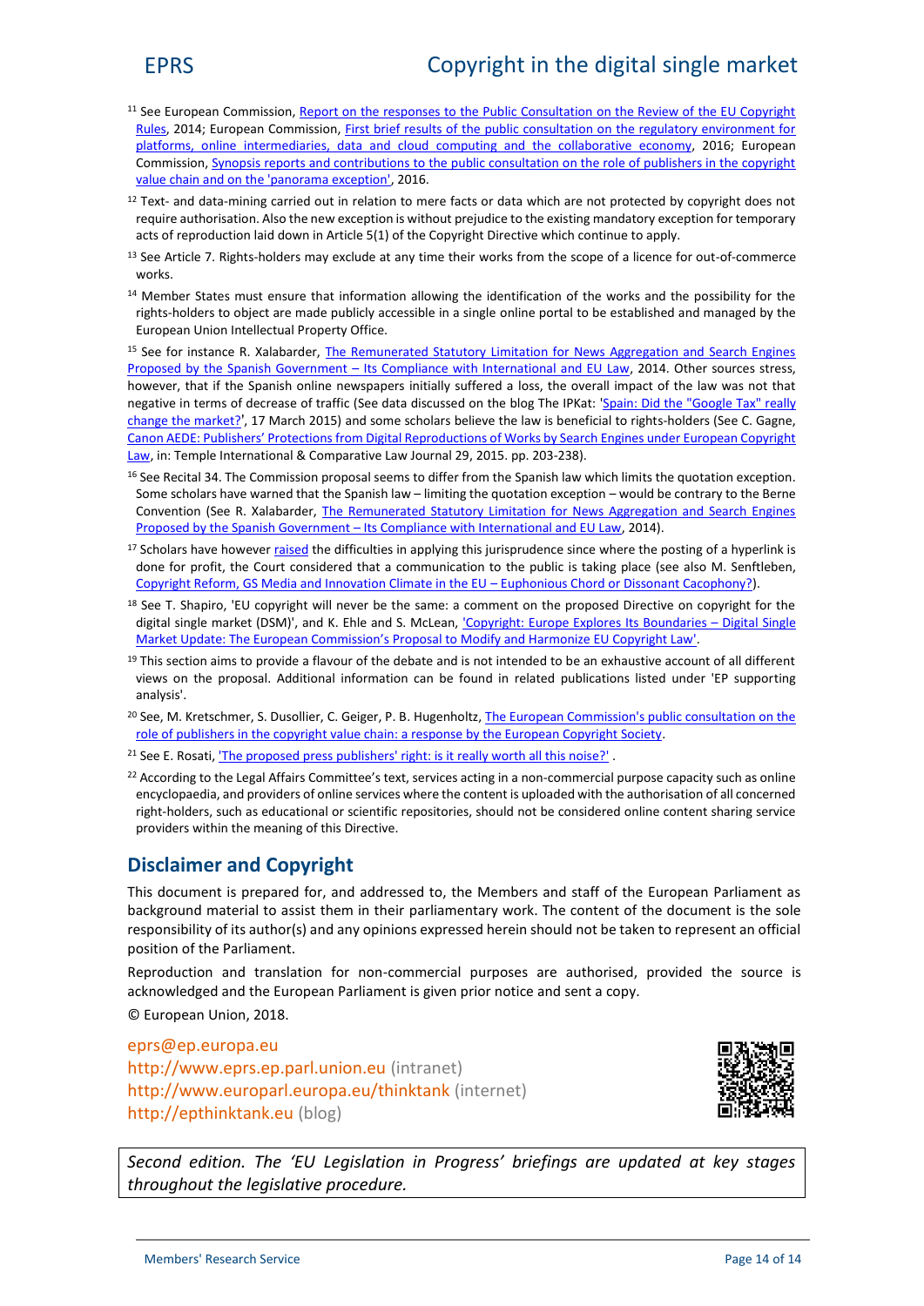[11] See European Commission, Report on the responses to the Public Consultation on the Review of the EU Copyright Rules, 2014; European Commission, First brief results of the public consultation on the regulatory environment for platforms, online intermediaries, data and cloud computing and the collaborative economy, 2016; European Commission, Synopsis reports and contributions to the public consultation on the role of publishers in the copyright value chain and on the 'panorama exception', 2016.

[12] Text- and data-mining carried out in relation to mere facts or data which are not protected by copyright does not require authorisation. Also the new exception is without prejudice to the existing mandatory exception for temporary acts of reproduction laid down in Article 5(1) of the Copyright Directive which continue to apply.

[13] See Article 7. Rights-holders may exclude at any time their works from the scope of a licence for out-of-commerce works.

[14] Member States must ensure that information allowing the identification of the works and the possibility for the rights-holders to object are made publicly accessible in a single online portal to be established and managed by the European Union Intellectual Property Office.

[15] See for instance R. Xalabarder, The Remunerated Statutory Limitation for News Aggregation and Search Engines Proposed by the Spanish Government – Its Compliance with International and EU Law, 2014. Other sources stress, however, that if the Spanish online newspapers initially suffered a loss, the overall impact of the law was not that negative in terms of decrease of traffic (See data discussed on the blog The IPKat: 'Spain: Did the "Google Tax" really change the market?', 17 March 2015) and some scholars believe the law is beneficial to rights-holders (See C. Gagne, Canon AEDE: Publishers' Protections from Digital Reproductions of Works by Search Engines under European Copyright Law, in: Temple International & Comparative Law Journal 29, 2015. pp. 203-238).

[16] See Recital 34. The Commission proposal seems to differ from the Spanish law which limits the quotation exception. Some scholars have warned that the Spanish law – limiting the quotation exception – would be contrary to the Berne Convention (See R. Xalabarder, The Remunerated Statutory Limitation for News Aggregation and Search Engines Proposed by the Spanish Government – Its Compliance with International and EU Law, 2014).

[17] Scholars have however raised the difficulties in applying this jurisprudence since where the posting of a hyperlink is done for profit, the Court considered that a communication to the public is taking place (see also M. Senftleben, Copyright Reform, GS Media and Innovation Climate in the EU – Euphonious Chord or Dissonant Cacophony?).

[18] See T. Shapiro, 'EU copyright will never be the same: a comment on the proposed Directive on copyright for the digital single market (DSM)', and K. Ehle and S. McLean, 'Copyright: Europe Explores Its Boundaries – Digital Single Market Update: The European Commission's Proposal to Modify and Harmonize EU Copyright Law'.

[19] This section aims to provide a flavour of the debate and is not intended to be an exhaustive account of all different views on the proposal. Additional information can be found in related publications listed under 'EP supporting analysis'.

[20] See, M. Kretschmer, S. Dusollier, C. Geiger, P. B. Hugenholtz, The European Commission's public consultation on the role of publishers in the copyright value chain: a response by the European Copyright Society.

[21] See E. Rosati, 'The proposed press publishers' right: is it really worth all this noise?' .

[22] According to the Legal Affairs Committee's text, services acting in a non-commercial purpose capacity such as online encyclopaedia, and providers of online services where the content is uploaded with the authorisation of all concerned right-holders, such as educational or scientific repositories, should not be considered online content sharing service providers within the meaning of this Directive.

## Disclaimer and Copyright

This document is prepared for, and addressed to, the Members and staff of the European Parliament as background material to assist them in their parliamentary work. The content of the document is the sole responsibility of its author(s) and any opinions expressed herein should not be taken to represent an official position of the Parliament.

Reproduction and translation for non-commercial purposes are authorised, provided the source is acknowledged and the European Parliament is given prior notice and sent a copy.

© European Union, 2018.

eprs@ep.europa.eu
http://www.eprs.ep.parl.union.eu (intranet)
http://www.europarl.europa.eu/thinktank (internet)
http://epthinktank.eu (blog)

*Second edition. The 'EU Legislation in Progress' briefings are updated at key stages throughout the legislative procedure.*